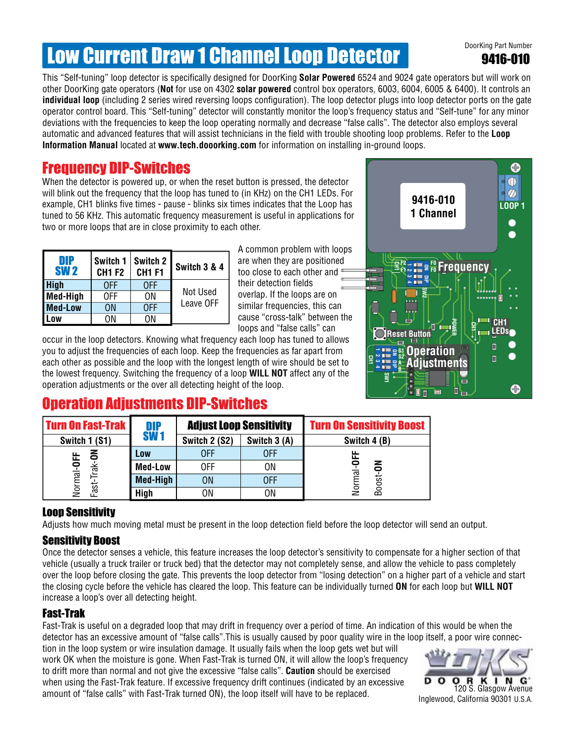DoorKing Part Number
**9416-010**

# Low Current Draw 1 Channel Loop Detector

This “Self-tuning” loop detector is specifically designed for DoorKing **Solar Powered** 6524 and 9024 gate operators but will work on other DoorKing gate operators (**Not** for use on 4302 **solar powered** control box operators, 6003, 6004, 6005 & 6400). It controls an **individual loop** (including 2 series wired reversing loops configuration). The loop detector plugs into loop detector ports on the gate operator control board. This “Self-tuning” detector will constantly monitor the loop’s frequency status and “Self-tune” for any minor deviations with the frequencies to keep the loop operating normally and decrease “false calls”. The detector also employs several automatic and advanced features that will assist technicians in the field with trouble shooting loop problems. Refer to the **Loop Information Manual** located at **www.tech.dooorking.com** for information on installing in-ground loops.

## Frequency DIP-Switches

When the detector is powered up, or when the reset button is pressed, the detector will blink out the frequency that the loop has tuned to (in KHz) on the CH1 LEDs. For example, CH1 blinks five times - pause - blinks six times indicates that the Loop has tuned to 56 KHz. This automatic frequency measurement is useful in applications for two or more loops that are in close proximity to each other.

| DIP SW 2 | Switch 1 CH1 F2 | Switch 2 CH1 F1 | Switch 3 & 4 |
|---|---|---|---|
| High | OFF | OFF | Not Used Leave OFF |
| Med-High | OFF | ON | |
| Med-Low | ON | OFF | |
| Low | ON | ON | |

A common problem with loops are when they are positioned too close to each other and their detection fields overlap. If the loops are on similar frequencies, this can cause “cross-talk” between the loops and “false calls” can occur in the loop detectors. Knowing what frequency each loop has tuned to allows you to adjust the frequencies of each loop. Keep the frequencies as far apart from each other as possible and the loop with the longest length of wire should be set to the lowest frequency. Switching the frequency of a loop **WILL NOT** affect any of the operation adjustments or the over all detecting height of the loop.

9416-010
1 Channel

LOOP 1

Frequency

Reset Button

CH1 LEDs

Operation Adjustments

## Operation Adjustments DIP-Switches

| Turn On Fast-Trak | DIP SW 1 | Adjust Loop Sensitivity | | Turn On Sensitivity Boost |
|---|---|---|---|---|
| Switch 1 (S1) | | Switch 2 (S2) | Switch 3 (A) | Switch 4 (B) |
| Normal-OFF / Fast-Trak-ON | Low | OFF | OFF | Normal-OFF / Boost-ON |
| | Med-Low | OFF | ON | |
| | Med-High | ON | OFF | |
| | High | ON | ON | |

### Loop Sensitivity

Adjusts how much moving metal must be present in the loop detection field before the loop detector will send an output.

### Sensitivity Boost

Once the detector senses a vehicle, this feature increases the loop detector’s sensitivity to compensate for a higher section of that vehicle (usually a truck trailer or truck bed) that the detector may not completely sense, and allow the vehicle to pass completely over the loop before closing the gate. This prevents the loop detector from “losing detection” on a higher part of a vehicle and start the closing cycle before the vehicle has cleared the loop. This feature can be individually turned **ON** for each loop but **WILL NOT** increase a loop’s over all detecting height.

### Fast-Trak

Fast-Trak is useful on a degraded loop that may drift in frequency over a period of time. An indication of this would be when the detector has an excessive amount of “false calls”.This is usually caused by poor quality wire in the loop itself, a poor wire connection in the loop system or wire insulation damage. It usually fails when the loop gets wet but will work OK when the moisture is gone. When Fast-Trak is turned ON, it will allow the loop’s frequency to drift more than normal and not give the excessive “false calls”. **Caution** should be exercised when using the Fast-Trak feature. If excessive frequency drift continues (indicated by an excessive amount of “false calls” with Fast-Trak turned ON), the loop itself will have to be replaced.

DOORKING
120 S. Glasgow Avenue
Inglewood, California 90301 U.S.A.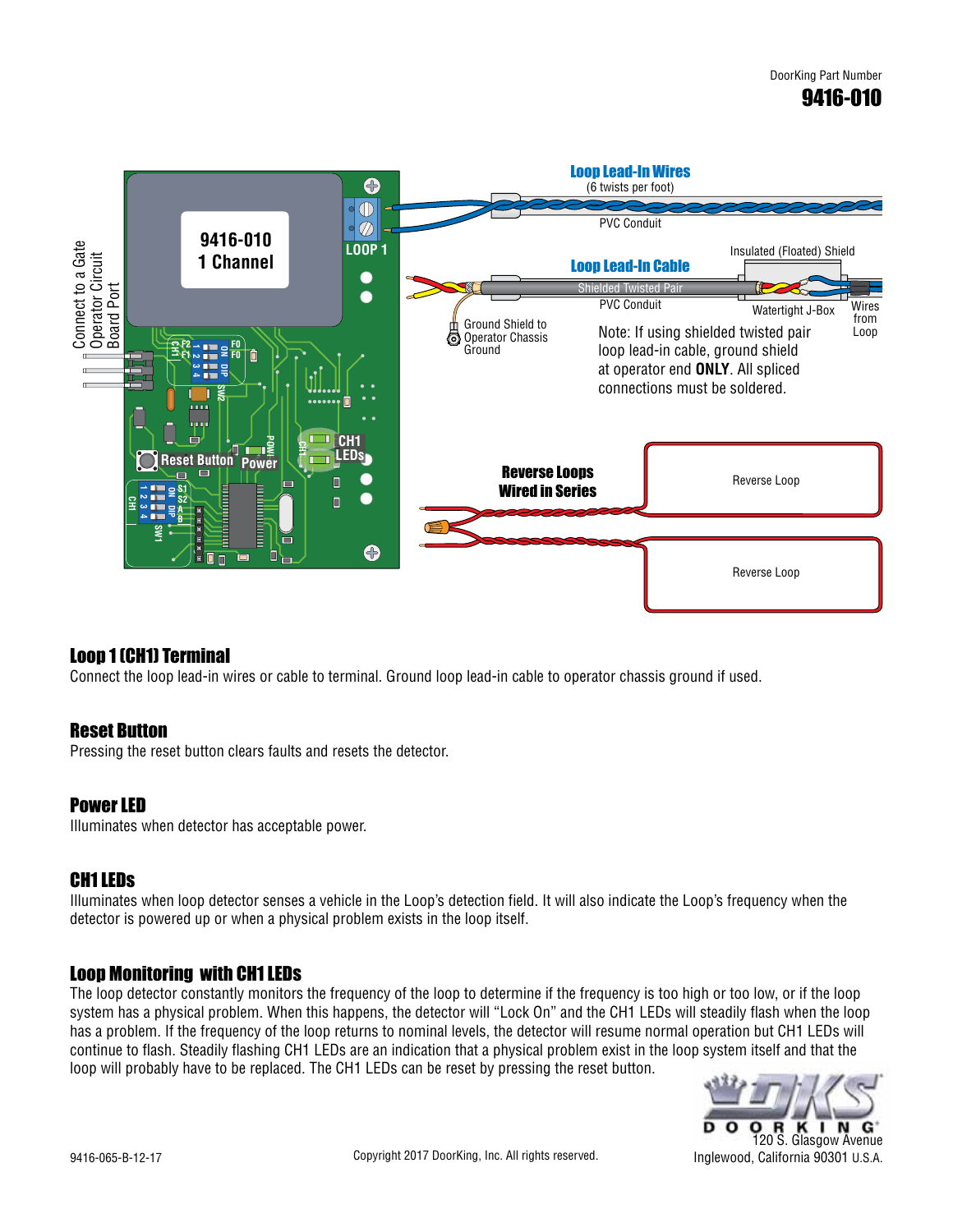DoorKing Part Number
**9416-010**

9416-010
1 Channel

LOOP 1

Connect to a Gate Operator Circuit Board Port

Reset Button

Power

CH1 LEDs

**Loop Lead-In Wires**
(6 twists per foot)

PVC Conduit

**Loop Lead-In Cable**

Shielded Twisted Pair

PVC Conduit

Insulated (Floated) Shield

Watertight J-Box

Wires from Loop

Ground Shield to Operator Chassis Ground

Note: If using shielded twisted pair loop lead-in cable, ground shield at operator end **ONLY**. All spliced connections must be soldered.

**Reverse Loops Wired in Series**

Reverse Loop

Reverse Loop

### Loop 1 (CH1) Terminal

Connect the loop lead-in wires or cable to terminal. Ground loop lead-in cable to operator chassis ground if used.

### Reset Button

Pressing the reset button clears faults and resets the detector.

### Power LED

Illuminates when detector has acceptable power.

### CH1 LEDs

Illuminates when loop detector senses a vehicle in the Loop's detection field. It will also indicate the Loop's frequency when the detector is powered up or when a physical problem exists in the loop itself.

### Loop Monitoring with CH1 LEDs

The loop detector constantly monitors the frequency of the loop to determine if the frequency is too high or too low, or if the loop system has a physical problem. When this happens, the detector will "Lock On" and the CH1 LEDs will steadily flash when the loop has a problem. If the frequency of the loop returns to nominal levels, the detector will resume normal operation but CH1 LEDs will continue to flash. Steadily flashing CH1 LEDs are an indication that a physical problem exist in the loop system itself and that the loop will probably have to be replaced. The CH1 LEDs can be reset by pressing the reset button.

9416-065-B-12-17

Copyright 2017 DoorKing, Inc. All rights reserved.

DOORKING
120 S. Glasgow Avenue
Inglewood, California 90301 U.S.A.